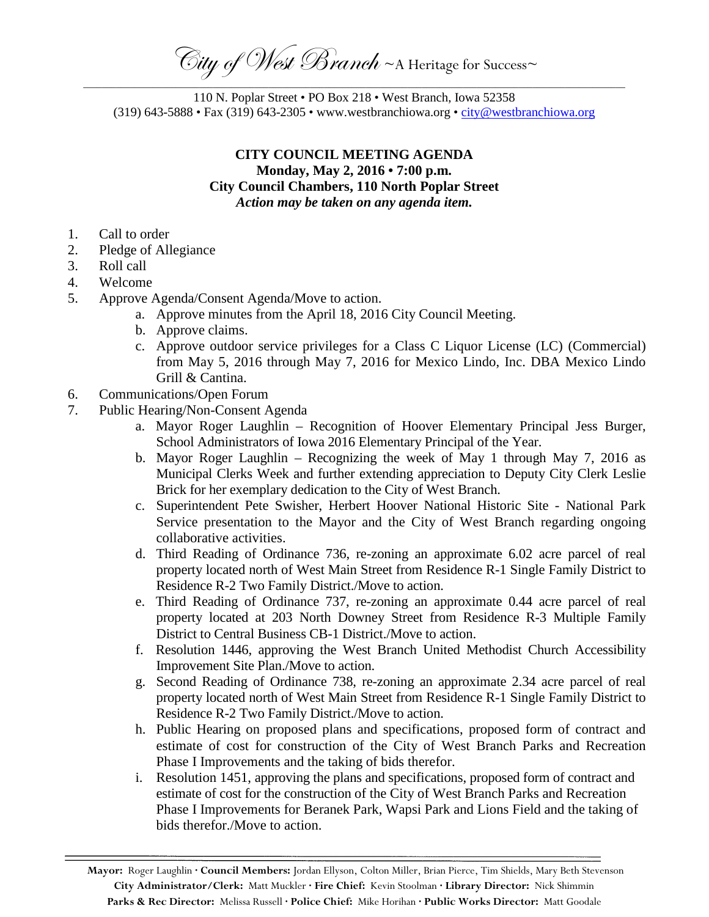*City of West Branch* ~A Heritage for Success~

110 N. Poplar Street • PO Box 218 • West Branch, Iowa 52358
(319) 643-5888 • Fax (319) 643-2305 • www.westbranchiowa.org • city@westbranchiowa.org

**CITY COUNCIL MEETING AGENDA**
**Monday, May 2, 2016 • 7:00 p.m.**
**City Council Chambers, 110 North Poplar Street**
***Action may be taken on any agenda item.***

1. Call to order
2. Pledge of Allegiance
3. Roll call
4. Welcome
5. Approve Agenda/Consent Agenda/Move to action.
   a. Approve minutes from the April 18, 2016 City Council Meeting.
   b. Approve claims.
   c. Approve outdoor service privileges for a Class C Liquor License (LC) (Commercial) from May 5, 2016 through May 7, 2016 for Mexico Lindo, Inc. DBA Mexico Lindo Grill & Cantina.
6. Communications/Open Forum
7. Public Hearing/Non-Consent Agenda
   a. Mayor Roger Laughlin – Recognition of Hoover Elementary Principal Jess Burger, School Administrators of Iowa 2016 Elementary Principal of the Year.
   b. Mayor Roger Laughlin – Recognizing the week of May 1 through May 7, 2016 as Municipal Clerks Week and further extending appreciation to Deputy City Clerk Leslie Brick for her exemplary dedication to the City of West Branch.
   c. Superintendent Pete Swisher, Herbert Hoover National Historic Site - National Park Service presentation to the Mayor and the City of West Branch regarding ongoing collaborative activities.
   d. Third Reading of Ordinance 736, re-zoning an approximate 6.02 acre parcel of real property located north of West Main Street from Residence R-1 Single Family District to Residence R-2 Two Family District./Move to action.
   e. Third Reading of Ordinance 737, re-zoning an approximate 0.44 acre parcel of real property located at 203 North Downey Street from Residence R-3 Multiple Family District to Central Business CB-1 District./Move to action.
   f. Resolution 1446, approving the West Branch United Methodist Church Accessibility Improvement Site Plan./Move to action.
   g. Second Reading of Ordinance 738, re-zoning an approximate 2.34 acre parcel of real property located north of West Main Street from Residence R-1 Single Family District to Residence R-2 Two Family District./Move to action.
   h. Public Hearing on proposed plans and specifications, proposed form of contract and estimate of cost for construction of the City of West Branch Parks and Recreation Phase I Improvements and the taking of bids therefor.
   i. Resolution 1451, approving the plans and specifications, proposed form of contract and estimate of cost for the construction of the City of West Branch Parks and Recreation Phase I Improvements for Beranek Park, Wapsi Park and Lions Field and the taking of bids therefor./Move to action.

**Mayor:** Roger Laughlin · **Council Members:** Jordan Ellyson, Colton Miller, Brian Pierce, Tim Shields, Mary Beth Stevenson
**City Administrator/Clerk:** Matt Muckler · **Fire Chief:** Kevin Stoolman · **Library Director:** Nick Shimmin
**Parks & Rec Director:** Melissa Russell · **Police Chief:** Mike Horihan · **Public Works Director:** Matt Goodale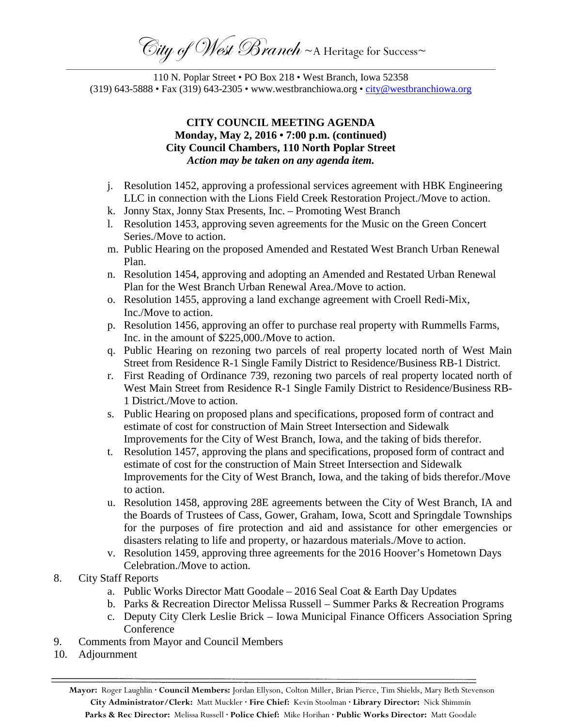*City of West Branch* ~A Heritage for Success~

110 N. Poplar Street • PO Box 218 • West Branch, Iowa 52358
(319) 643-5888 • Fax (319) 643-2305 • www.westbranchiowa.org • city@westbranchiowa.org

**CITY COUNCIL MEETING AGENDA**
**Monday, May 2, 2016 • 7:00 p.m. (continued)**
**City Council Chambers, 110 North Poplar Street**
***Action may be taken on any agenda item.***

j. Resolution 1452, approving a professional services agreement with HBK Engineering LLC in connection with the Lions Field Creek Restoration Project./Move to action.
k. Jonny Stax, Jonny Stax Presents, Inc. – Promoting West Branch
l. Resolution 1453, approving seven agreements for the Music on the Green Concert Series./Move to action.
m. Public Hearing on the proposed Amended and Restated West Branch Urban Renewal Plan.
n. Resolution 1454, approving and adopting an Amended and Restated Urban Renewal Plan for the West Branch Urban Renewal Area./Move to action.
o. Resolution 1455, approving a land exchange agreement with Croell Redi-Mix, Inc./Move to action.
p. Resolution 1456, approving an offer to purchase real property with Rummells Farms, Inc. in the amount of $225,000./Move to action.
q. Public Hearing on rezoning two parcels of real property located north of West Main Street from Residence R-1 Single Family District to Residence/Business RB-1 District.
r. First Reading of Ordinance 739, rezoning two parcels of real property located north of West Main Street from Residence R-1 Single Family District to Residence/Business RB-1 District./Move to action.
s. Public Hearing on proposed plans and specifications, proposed form of contract and estimate of cost for construction of Main Street Intersection and Sidewalk Improvements for the City of West Branch, Iowa, and the taking of bids therefor.
t. Resolution 1457, approving the plans and specifications, proposed form of contract and estimate of cost for the construction of Main Street Intersection and Sidewalk Improvements for the City of West Branch, Iowa, and the taking of bids therefor./Move to action.
u. Resolution 1458, approving 28E agreements between the City of West Branch, IA and the Boards of Trustees of Cass, Gower, Graham, Iowa, Scott and Springdale Townships for the purposes of fire protection and aid and assistance for other emergencies or disasters relating to life and property, or hazardous materials./Move to action.
v. Resolution 1459, approving three agreements for the 2016 Hoover's Hometown Days Celebration./Move to action.

8. City Staff Reports
   a. Public Works Director Matt Goodale – 2016 Seal Coat & Earth Day Updates
   b. Parks & Recreation Director Melissa Russell – Summer Parks & Recreation Programs
   c. Deputy City Clerk Leslie Brick – Iowa Municipal Finance Officers Association Spring Conference
9. Comments from Mayor and Council Members
10. Adjournment

**Mayor:** Roger Laughlin **· Council Members:** Jordan Ellyson, Colton Miller, Brian Pierce, Tim Shields, Mary Beth Stevenson
**City Administrator/Clerk:** Matt Muckler **· Fire Chief:** Kevin Stoolman **· Library Director:** Nick Shimmin
**Parks & Rec Director:** Melissa Russell **· Police Chief:** Mike Horihan **· Public Works Director:** Matt Goodale